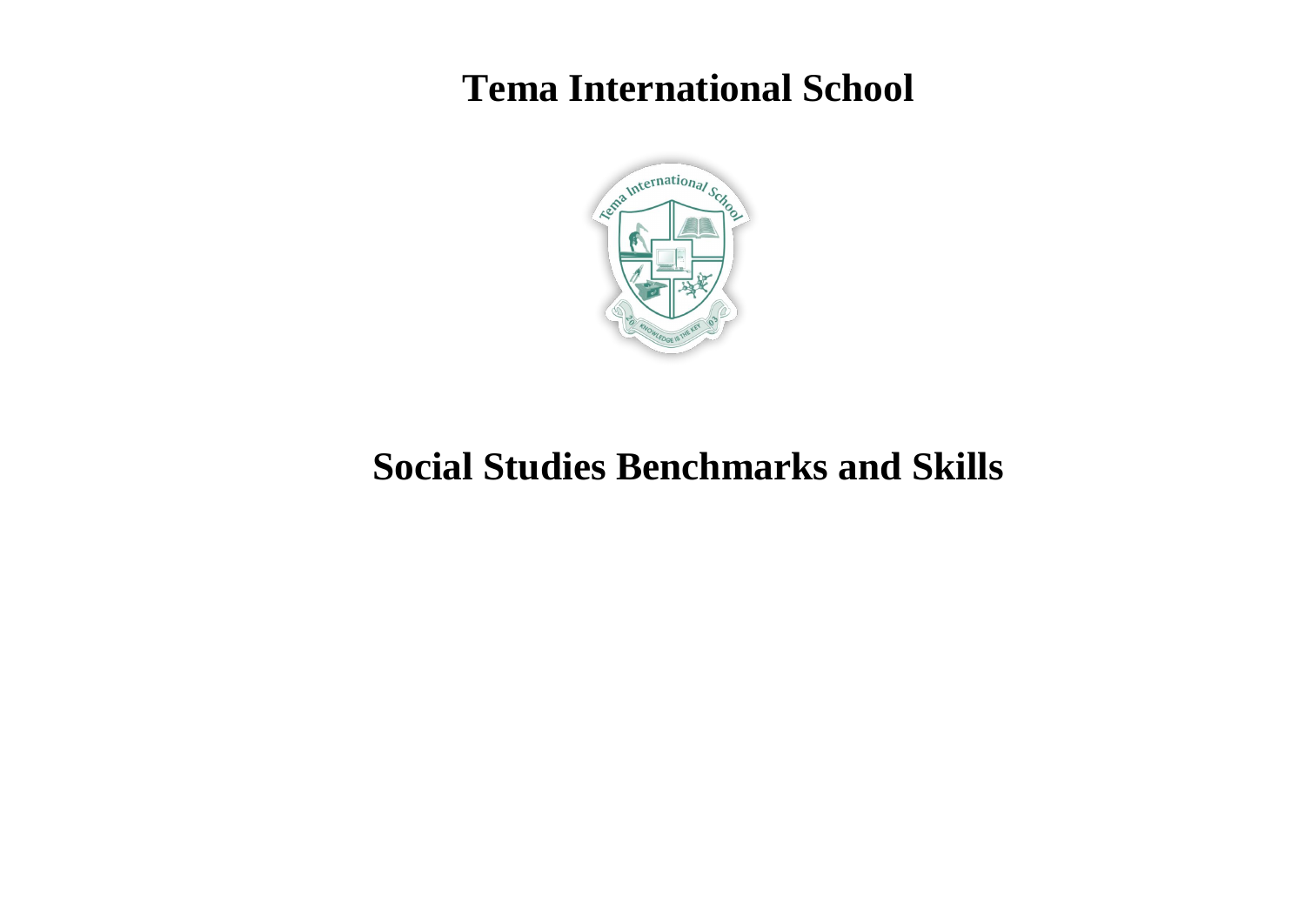# Tema International School

# Social Studies Benchmarks and Skills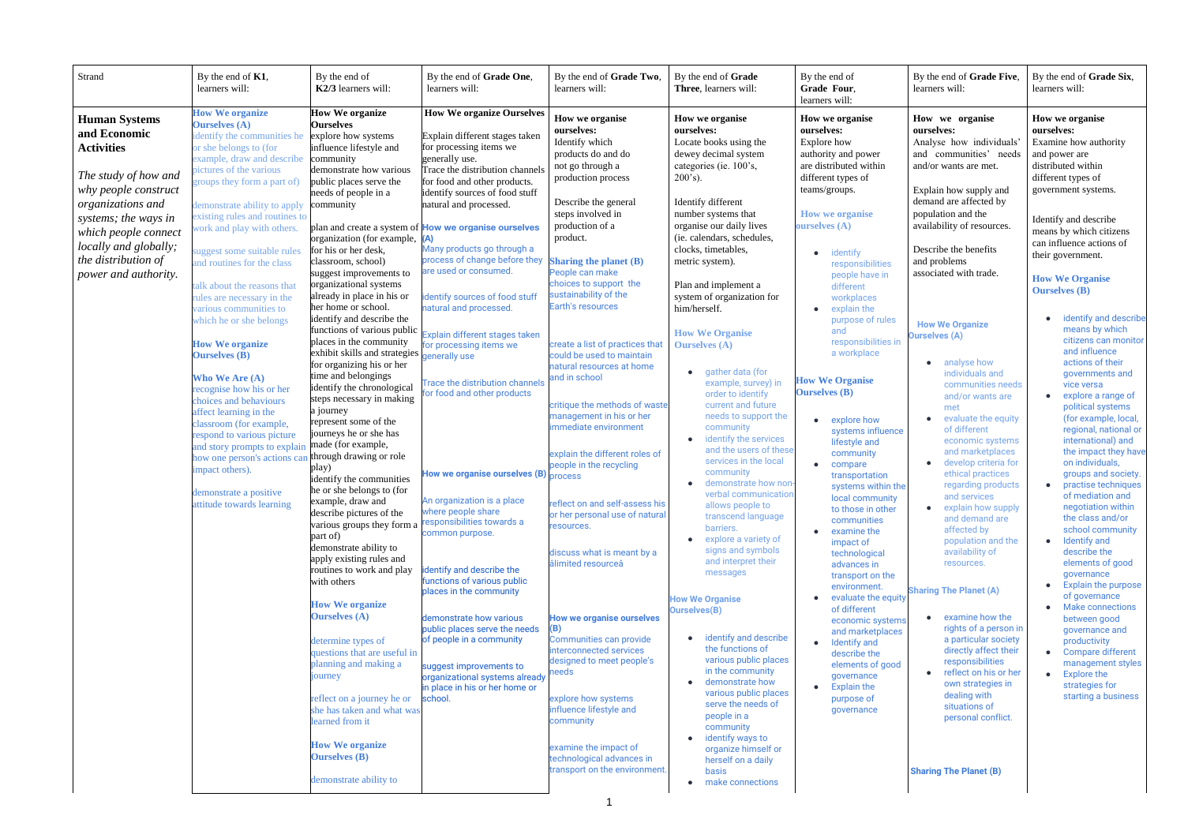| Strand | By the end of **K1**, learners will: | By the end of **K2/3** learners will: | By the end of **Grade One**, learners will: | By the end of **Grade Two**, learners will: | By the end of **Grade Three**, learners will: | By the end of **Grade Four**, learners will: | By the end of **Grade Five**, learners will: | By the end of **Grade Six**, learners will: |
|---|---|---|---|---|---|---|---|---|
| **Human Systems and Economic Activities**<br><br>*The study of how and why people construct organizations and systems; the ways in which people connect locally and globally; the distribution of power and authority.* | **How We organize Ourselves (A)**<br>identify the communities he or she belongs to (for example, draw and describe pictures of the various groups they form a part of)<br><br>demonstrate ability to apply existing rules and routines to work and play with others.<br><br>suggest some suitable rules and routines for the class<br><br>talk about the reasons that rules are necessary in the various communities to which he or she belongs<br><br>**How We organize Ourselves (B)**<br><br>**Who We Are (A)**<br>recognise how his or her choices and behaviours affect learning in the classroom (for example, respond to various picture and story prompts to explain how one person's actions can impact others).<br><br>demonstrate a positive attitude towards learning | **How We organize Ourselves**<br>explore how systems influence lifestyle and community<br>demonstrate how various public places serve the needs of people in a community<br><br>plan and create a system of organization (for example, for his or her desk, classroom, school)<br>suggest improvements to organizational systems already in place in his or her home or school.<br>identify and describe the functions of various public places in the community<br>exhibit skills and strategies for organizing his or her time and belongings<br>identify the chronological steps necessary in making a journey<br>represent some of the journeys he or she has made (for example, through drawing or role play)<br>identify the communities he or she belongs to (for example, draw and describe pictures of the various groups they form a part of)<br>demonstrate ability to apply existing rules and routines to work and play with others<br><br>**How We organize Ourselves (A)**<br><br>determine types of questions that are useful in planning and making a journey<br><br>reflect on a journey he or she has taken and what was learned from it<br><br>**How We organize Ourselves (B)**<br><br>demonstrate ability to | **How we organize Ourselves**<br><br>Explain different stages taken for processing items we generally use.<br>Trace the distribution channels for food and other products.<br>identify sources of food stuff natural and processed.<br><br>**How we organise ourselves (A)**<br>Many products go through a process of change before they are used or consumed.<br><br>identify sources of food stuff natural and processed.<br><br>Explain different stages taken for processing items we generally use<br><br>Trace the distribution channels for food and other products<br><br>**How we organise ourselves (B)**<br><br>An organization is a place where people share responsibilities towards a common purpose.<br><br>identify and describe the functions of various public places in the community<br><br>demonstrate how various public places serve the needs of people in a community<br><br>suggest improvements to organizational systems already in place in his or her home or school. | **How we organise ourselves:**<br>Identify which products do and do not go through a production process<br><br>Describe the general steps involved in production of a product.<br><br>**Sharing the planet (B)**<br>People can make choices to support the sustainability of the Earth's resources<br><br>create a list of practices that could be used to maintain natural resources at home and in school<br><br>critique the methods of waste management in his or her immediate environment<br><br>explain the different roles of people in the recycling process<br><br>reflect on and self-assess his or her personal use of natural resources.<br><br>discuss what is meant by a âlimited resourceâ<br><br>**How we organise ourselves (B)**<br>Communities can provide interconnected services designed to meet people's needs<br><br>explore how systems influence lifestyle and community<br><br>examine the impact of technological advances in transport on the environment. | **How we organise ourselves:**<br>Locate books using the dewey decimal system categories (ie. 100's, 200's).<br><br>Identify different number systems that organise our daily lives (ie. calendars, schedules, clocks, timetables, metric system).<br><br>Plan and implement a system of organization for him/herself.<br><br>**How We Organise Ourselves (A)**<br><br>- gather data (for example, survey) in order to identify current and future needs to support the community<br>- identify the services and the users of these services in the local community<br>- demonstrate how non-verbal communication allows people to transcend language barriers.<br>- explore a variety of signs and symbols and interpret their messages<br><br>**How We Organise Ourselves(B)**<br><br>- identify and describe the functions of various public places in the community<br>- demonstrate how various public places serve the needs of people in a community<br>- identify ways to organize himself or herself on a daily basis<br>- make connections | **How we organise ourselves:**<br>Explore how authority and power are distributed within different types of teams/groups.<br><br>**How we organise ourselves (A)**<br><br>- identify responsibilities people have in different workplaces<br>- explain the purpose of rules and responsibilities in a workplace<br><br>**How We Organise Ourselves (B)**<br><br>- explore how systems influence lifestyle and community<br>- compare transportation systems within the local community to those in other communities<br>- examine the impact of technological advances in transport on the environment.<br>- evaluate the equity of different economic systems and marketplaces<br>- Identify and describe the elements of good governance<br>- Explain the purpose of governance | **How we organise ourselves:**<br>Analyse how individuals' and communities' needs and/or wants are met.<br><br>Explain how supply and demand are affected by population and the availability of resources.<br><br>Describe the benefits and problems associated with trade.<br><br>**How We Organize Ourselves (A)**<br><br>- analyse how individuals and communities needs and/or wants are met<br>- evaluate the equity of different economic systems and marketplaces<br>- develop criteria for ethical practices regarding products and services<br>- explain how supply and demand are affected by population and the availability of resources.<br><br>**Sharing The Planet (A)**<br><br>- examine how the rights of a person in a particular society directly affect their responsibilities<br>- reflect on his or her own strategies in dealing with situations of personal conflict.<br><br>**Sharing The Planet (B)** | **How we organise ourselves:**<br>Examine how authority and power are distributed within different types of government systems.<br><br>Identify and describe means by which citizens can influence actions of their government.<br><br>**How We Organise Ourselves (B)**<br><br>- identify and describe means by which citizens can monitor and influence actions of their governments and vice versa<br>- explore a range of political systems (for example, local, regional, national or international) and the impact they have on individuals, groups and society.<br>- practise techniques of mediation and negotiation within the class and/or school community<br>- Identify and describe the elements of good governance<br>- Explain the purpose of governance<br>- Make connections between good governance and productivity<br>- Compare different management styles<br>- Explore the strategies for starting a business |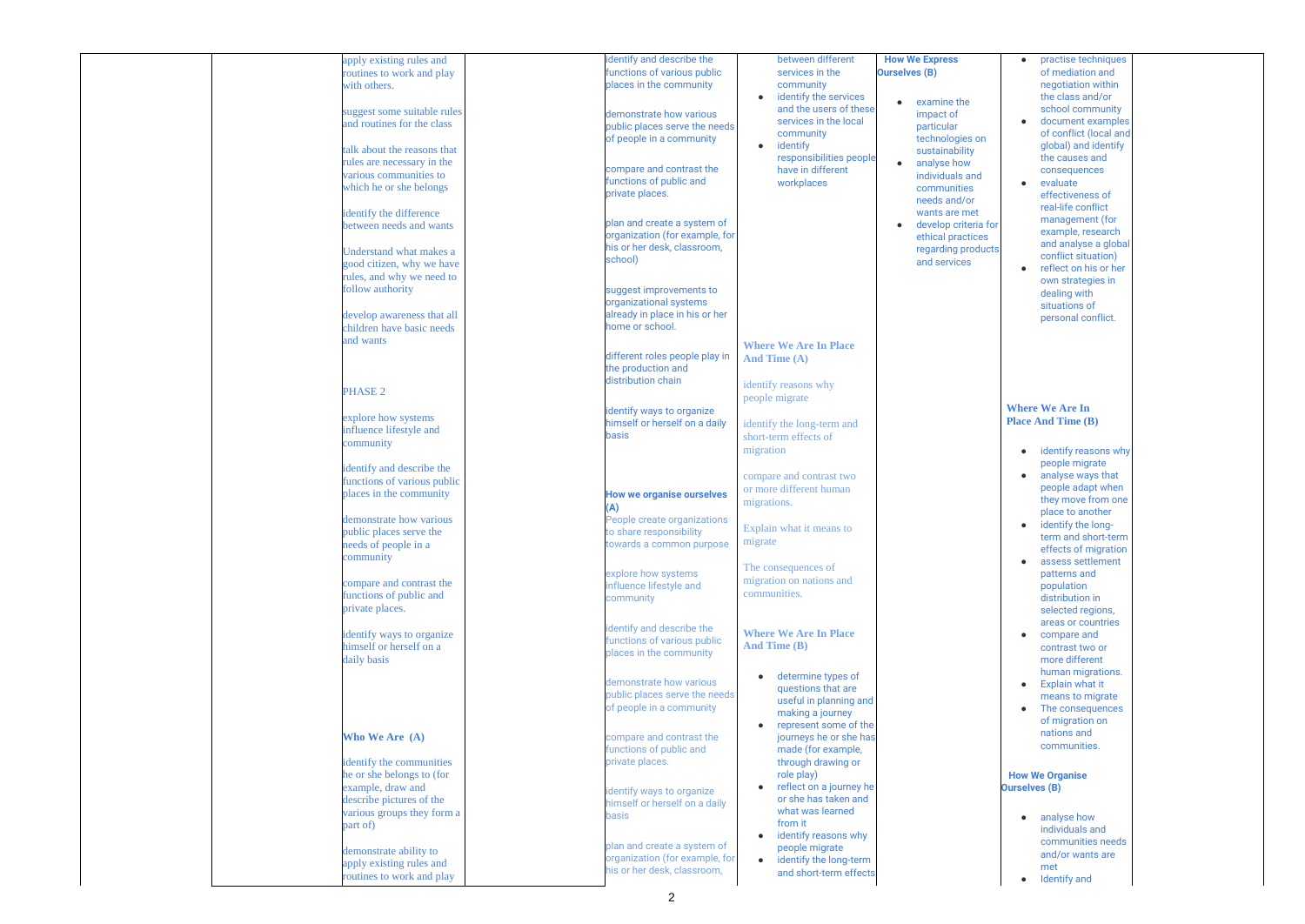| | | | | | | | |
|---|---|---|---|---|---|---|---|
| | | apply existing rules and routines to work and play with others.<br><br>suggest some suitable rules and routines for the class<br><br>talk about the reasons that rules are necessary in the various communities to which he or she belongs<br><br>identify the difference between needs and wants<br><br>Understand what makes a good citizen, why we have rules, and why we need to follow authority<br><br>develop awareness that all children have basic needs and wants<br><br>PHASE 2<br><br>explore how systems influence lifestyle and community<br><br>identify and describe the functions of various public places in the community<br><br>demonstrate how various public places serve the needs of people in a community<br><br>compare and contrast the functions of public and private places.<br><br>identify ways to organize himself or herself on a daily basis<br><br>**Who We Are (A)**<br><br>identify the communities he or she belongs to (for example, draw and describe pictures of the various groups they form a part of)<br><br>demonstrate ability to apply existing rules and routines to work and play | | identify and describe the functions of various public places in the community<br><br>demonstrate how various public places serve the needs of people in a community<br><br>compare and contrast the functions of public and private places.<br><br>plan and create a system of organization (for example, for his or her desk, classroom, school)<br><br>suggest improvements to organizational systems already in place in his or her home or school.<br><br>different roles people play in the production and distribution chain<br><br>identify ways to organize himself or herself on a daily basis<br><br>**How we organise ourselves (A)**<br>People create organizations to share responsibility towards a common purpose<br><br>explore how systems influence lifestyle and community<br><br>identify and describe the functions of various public places in the community<br><br>demonstrate how various public places serve the needs of people in a community<br><br>compare and contrast the functions of public and private places.<br><br>identify ways to organize himself or herself on a daily basis<br><br>plan and create a system of organization (for example, for his or her desk, classroom, | between different services in the community<br>• identify the services and the users of these services in the local community<br>• identify responsibilities people have in different workplaces<br><br>**Where We Are In Place And Time (A)**<br><br>identify reasons why people migrate<br><br>identify the long-term and short-term effects of migration<br><br>compare and contrast two or more different human migrations.<br><br>Explain what it means to migrate<br><br>The consequences of migration on nations and communities.<br><br>**Where We Are In Place And Time (B)**<br><br>• determine types of questions that are useful in planning and making a journey<br>• represent some of the journeys he or she has made (for example, through drawing or role play)<br>• reflect on a journey he or she has taken and what was learned from it<br>• identify reasons why people migrate<br>• identify the long-term and short-term effects | **How We Express Ourselves (B)**<br><br>• examine the impact of particular technologies on sustainability<br>• analyse how individuals and communities needs and/or wants are met<br>• develop criteria for ethical practices regarding products and services | • practise techniques of mediation and negotiation within the class and/or school community<br>• document examples of conflict (local and global) and identify the causes and consequences<br>• evaluate effectiveness of real-life conflict management (for example, research and analyse a global conflict situation)<br>• reflect on his or her own strategies in dealing with situations of personal conflict.<br><br>**Where We Are In Place And Time (B)**<br><br>• identify reasons why people migrate<br>• analyse ways that people adapt when they move from one place to another<br>• identify the long- term and short-term effects of migration<br>• assess settlement patterns and population distribution in selected regions, areas or countries<br>• compare and contrast two or more different human migrations.<br>• Explain what it means to migrate<br>• The consequences of migration on nations and communities.<br><br>**How We Organise Ourselves (B)**<br><br>• analyse how individuals and communities needs and/or wants are met<br>• Identify and | |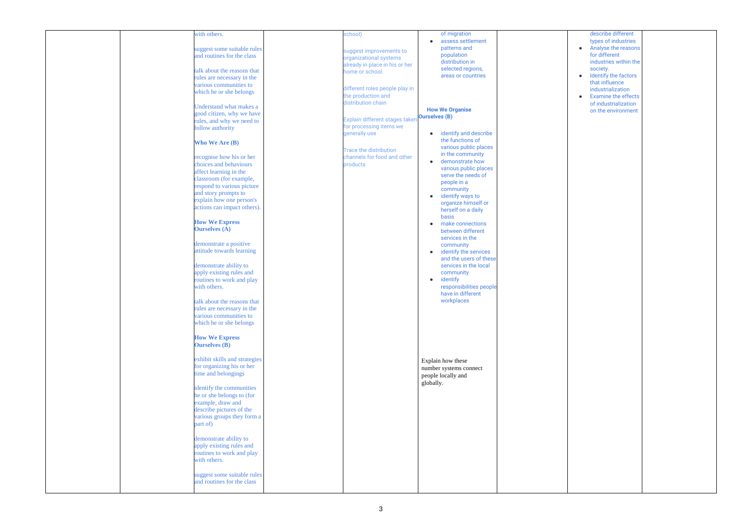| | | | | | | | | |
|---|---|---|---|---|---|---|---|---|
| | | with others.<br><br>suggest some suitable rules and routines for the class<br><br>talk about the reasons that rules are necessary in the various communities to which he or she belongs<br><br>Understand what makes a good citizen, why we have rules, and why we need to follow authority<br><br>**Who We Are (B)**<br><br>recognise how his or her choices and behaviours affect learning in the classroom (for example, respond to various picture and story prompts to explain how one person's actions can impact others).<br><br>**How We Express Ourselves (A)**<br><br>demonstrate a positive attitude towards learning<br><br>demonstrate ability to apply existing rules and routines to work and play with others.<br><br>talk about the reasons that rules are necessary in the various communities to which he or she belongs<br><br>**How We Express Ourselves (B)**<br><br>exhibit skills and strategies for organizing his or her time and belongings<br><br>identify the communities he or she belongs to (for example, draw and describe pictures of the various groups they form a part of)<br><br>demonstrate ability to apply existing rules and routines to work and play with others.<br><br>suggest some suitable rules and routines for the class | | school)<br><br>suggest improvements to organizational systems already in place in his or her home or school.<br><br>different roles people play in the production and distribution chain<br><br>Explain different stages taken for processing items we generally use<br><br>Trace the distribution channels for food and other products | of migration<br>• assess settlement patterns and population distribution in selected regions, areas or countries<br><br>**How We Organise Ourselves (B)**<br><br>• identify and describe the functions of various public places in the community<br>• demonstrate how various public places serve the needs of people in a community<br>• identify ways to organize himself or herself on a daily basis<br>• make connections between different services in the community<br>• identify the services and the users of these services in the local community<br>• identify responsibilities people have in different workplaces<br><br>Explain how these number systems connect people locally and globally. | | describe different types of industries<br>• Analyse the reasons for different industries within the society.<br>• Identify the factors that influence industrialization<br>• Examine the effects of industrialization on the environment | |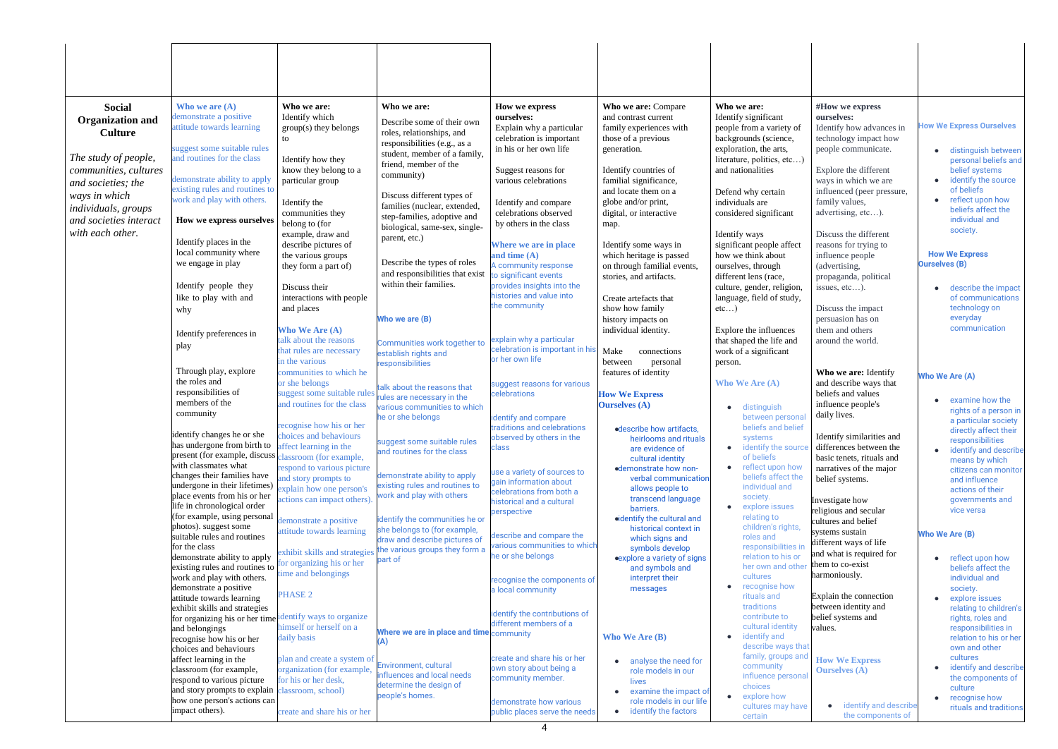| | | | | | | | | |
|---|---|---|---|---|---|---|---|---|
| | | | | | | | | |
| **Social Organization and Culture**<br><br>*The study of people, communities, cultures and societies; the ways in which individuals, groups and societies interact with each other.* | **Who we are (A)**<br>demonstrate a positive attitude towards learning<br><br>suggest some suitable rules and routines for the class<br><br>demonstrate ability to apply existing rules and routines to work and play with others.<br><br>**How we express ourselves**<br><br>Identify places in the local community where we engage in play<br><br>Identify people they like to play with and why<br><br>Identify preferences in play<br><br>Through play, explore the roles and responsibilities of members of the community<br><br>identify changes he or she has undergone from birth to present (for example, discuss with classmates what changes their families have undergone in their lifetimes) place events from his or her life in chronological order (for example, using personal photos). suggest some suitable rules and routines for the class demonstrate ability to apply existing rules and routines to work and play with others. demonstrate a positive attitude towards learning exhibit skills and strategies for organizing his or her time and belongings recognise how his or her choices and behaviours affect learning in the classroom (for example, respond to various picture and story prompts to explain how one person's actions can impact others). | **Who we are:**<br>Identify which group(s) they belongs to<br><br>Identify how they know they belong to a particular group<br><br>Identify the communities they belong to (for example, draw and describe pictures of the various groups they form a part of)<br><br>Discuss their interactions with people and places<br><br>**Who We Are (A)**<br>talk about the reasons that rules are necessary in the various communities to which he or she belongs<br>suggest some suitable rules and routines for the class<br><br>recognise how his or her choices and behaviours affect learning in the classroom (for example, respond to various picture and story prompts to explain how one person's actions can impact others).<br><br>demonstrate a positive attitude towards learning<br><br>exhibit skills and strategies for organizing his or her time and belongings<br><br>PHASE 2<br><br>identify ways to organize himself or herself on a daily basis<br><br>plan and create a system of organization (for example, for his or her desk, classroom, school)<br><br>create and share his or her | **Who we are:**<br>Describe some of their own roles, relationships, and responsibilities (e.g., as a student, member of a family, friend, member of the community)<br><br>Discuss different types of families (nuclear, extended, step-families, adoptive and biological, same-sex, single-parent, etc.)<br><br>Describe the types of roles and responsibilities that exist within their families.<br><br>**Who we are (B)**<br><br>Communities work together to establish rights and responsibilities<br><br>talk about the reasons that rules are necessary in the various communities to which he or she belongs<br><br>suggest some suitable rules and routines for the class<br><br>demonstrate ability to apply existing rules and routines to work and play with others<br><br>identify the communities he or she belongs to (for example, draw and describe pictures of the various groups they form a part of<br><br>**Where we are in place and time (A)**<br><br>Environment, cultural influences and local needs determine the design of people's homes. | **How we express ourselves:**<br>Explain why a particular celebration is important in his or her own life<br><br>Suggest reasons for various celebrations<br><br>Identify and compare celebrations observed by others in the class<br><br>**Where we are in place and time (A)**<br>A community response to significant events provides insights into the histories and value into the community<br><br>explain why a particular celebration is important in his or her own life<br><br>suggest reasons for various celebrations<br><br>identify and compare traditions and celebrations observed by others in the class<br><br>use a variety of sources to gain information about celebrations from both a historical and a cultural perspective<br><br>describe and compare the various communities to which he or she belongs<br><br>recognise the components of a local community<br><br>identify the contributions of different members of a community<br><br>create and share his or her own story about being a community member.<br><br>demonstrate how various public places serve the needs | **Who we are:** Compare and contrast current family experiences with those of a previous generation.<br><br>Identify countries of familial significance, and locate them on a globe and/or print, digital, or interactive map.<br><br>Identify some ways in which heritage is passed on through familial events, stories, and artifacts.<br><br>Create artefacts that show how family history impacts on individual identity.<br><br>Make connections between personal features of identity<br><br>**How We Express Ourselves (A)**<br><br>• describe how artifacts, heirlooms and rituals are evidence of cultural identity<br>• demonstrate how non-verbal communication allows people to transcend language barriers.<br>• identify the cultural and historical context in which signs and symbols develop<br>• explore a variety of signs and symbols and interpret their messages<br><br>**Who We Are (B)**<br><br>• analyse the need for role models in our lives<br>• examine the impact of role models in our life<br>• identify the factors | **Who we are:**<br>Identify significant people from a variety of backgrounds (science, exploration, the arts, literature, politics, etc…) and nationalities<br><br>Defend why certain individuals are considered significant<br><br>Identify ways significant people affect how we think about ourselves, through different lens (race, culture, gender, religion, language, field of study, etc…)<br><br>Explore the influences that shaped the life and work of a significant person.<br><br>**Who We Are (A)**<br><br>• distinguish between personal beliefs and belief systems<br>• identify the source of beliefs<br>• reflect upon how beliefs affect the individual and society.<br>• explore issues relating to children's rights, roles and responsibilities in relation to his or her own and other cultures<br>• recognise how rituals and traditions contribute to cultural identity<br>• identify and describe ways that family, groups and community influence personal choices<br>• explore how cultures may have certain | **#How we express ourselves:**<br>Identify how advances in technology impact how people communicate.<br><br>Explore the different ways in which we are influenced (peer pressure, family values, advertising, etc…).<br><br>Discuss the different reasons for trying to influence people (advertising, propaganda, political issues, etc…).<br><br>Discuss the impact persuasion has on them and others around the world.<br><br>**Who we are:** Identify and describe ways that beliefs and values influence people's daily lives.<br><br>Identify similarities and differences between the basic tenets, rituals and narratives of the major belief systems.<br><br>Investigate how religious and secular cultures and belief systems sustain different ways of life and what is required for them to co-exist harmoniously.<br><br>Explain the connection between identity and belief systems and values.<br><br>**How We Express Ourselves (A)**<br><br>• identify and describe the components of | **How We Express Ourselves**<br><br>• distinguish between personal beliefs and belief systems<br>• identify the source of beliefs<br>• reflect upon how beliefs affect the individual and society.<br><br>**How We Express Ourselves (B)**<br><br>• describe the impact of communications technology on everyday communication<br><br>**Who We Are (A)**<br><br>• examine how the rights of a person in a particular society directly affect their responsibilities<br>• identify and describe means by which citizens can monitor and influence actions of their governments and vice versa<br><br>**Who We Are (B)**<br><br>• reflect upon how beliefs affect the individual and society.<br>• explore issues relating to children's rights, roles and responsibilities in relation to his or her own and other cultures<br>• identify and describe the components of culture<br>• recognise how rituals and traditions |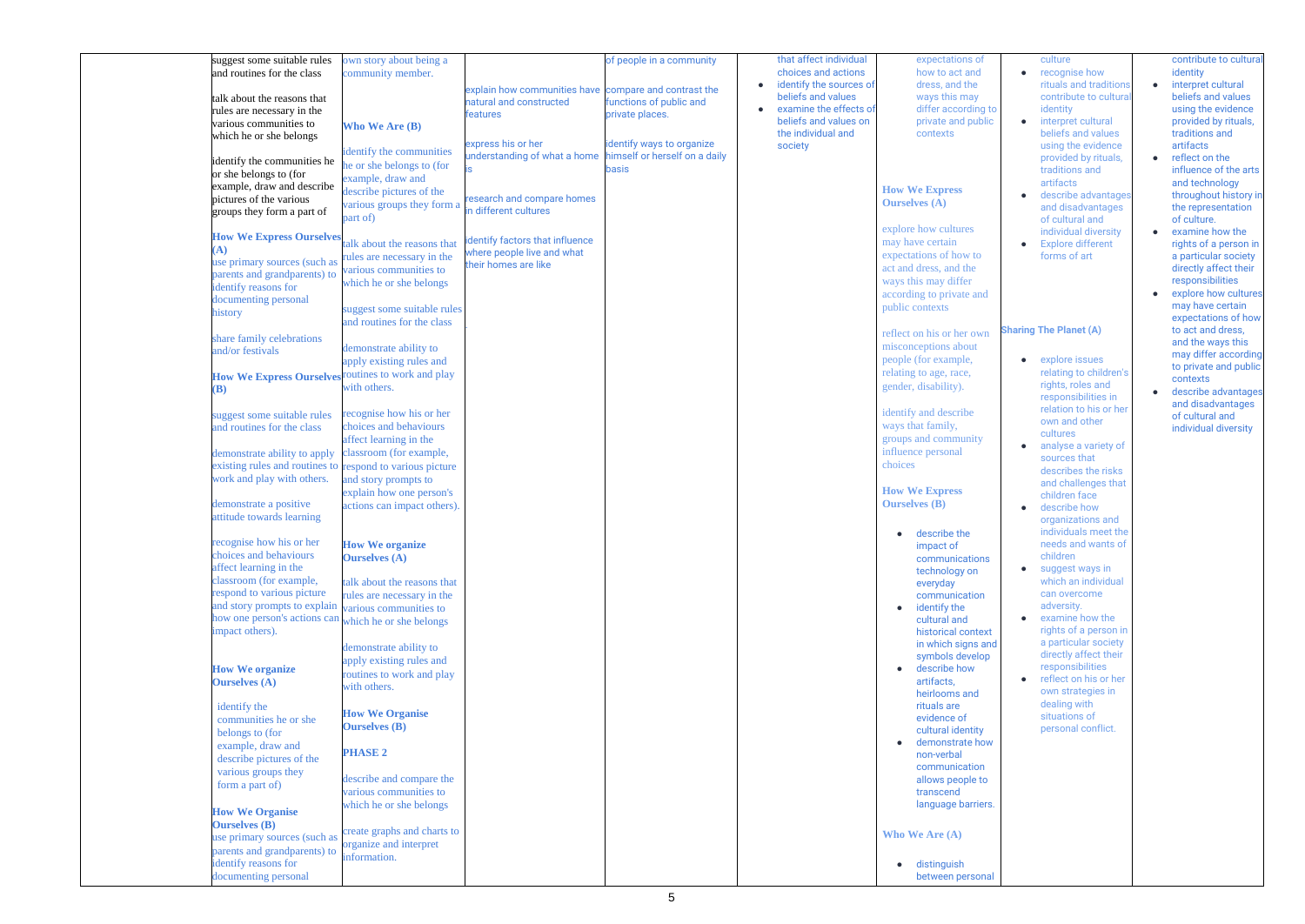| | | | | | | | | |
|---|---|---|---|---|---|---|---|---|
| | suggest some suitable rules and routines for the class<br><br>talk about the reasons that rules are necessary in the various communities to which he or she belongs<br><br>identify the communities he or she belongs to (for example, draw and describe pictures of the various groups they form a part of<br><br>**How We Express Ourselves (A)**<br>use primary sources (such as parents and grandparents) to identify reasons for documenting personal history<br><br>share family celebrations and/or festivals<br><br>**How We Express Ourselves (B)**<br><br>suggest some suitable rules and routines for the class<br><br>demonstrate ability to apply existing rules and routines to work and play with others.<br><br>demonstrate a positive attitude towards learning<br><br>recognise how his or her choices and behaviours affect learning in the classroom (for example, respond to various picture and story prompts to explain how one person's actions can impact others).<br><br>**How We organize Ourselves (A)**<br><br>identify the communities he or she belongs to (for example, draw and describe pictures of the various groups they form a part of)<br><br>**How We Organise Ourselves (B)**<br>use primary sources (such as parents and grandparents) to identify reasons for documenting personal | own story about being a community member.<br><br>**Who We Are (B)**<br><br>identify the communities he or she belongs to (for example, draw and describe pictures of the various groups they form a part of)<br><br>talk about the reasons that rules are necessary in the various communities to which he or she belongs<br><br>suggest some suitable rules and routines for the class<br><br>demonstrate ability to apply existing rules and routines to work and play with others.<br><br>recognise how his or her choices and behaviours affect learning in the classroom (for example, respond to various picture and story prompts to explain how one person's actions can impact others).<br><br>**How We organize Ourselves (A)**<br><br>talk about the reasons that rules are necessary in the various communities to which he or she belongs<br><br>demonstrate ability to apply existing rules and routines to work and play with others.<br><br>**How We Organise Ourselves (B)**<br><br>**PHASE 2**<br><br>describe and compare the various communities to which he or she belongs<br><br>create graphs and charts to organize and interpret information. | explain how communities have natural and constructed features<br><br>express his or her understanding of what a home is<br><br>research and compare homes in different cultures<br><br>identify factors that influence where people live and what their homes are like | of people in a community<br><br>compare and contrast the functions of public and private places.<br><br>identify ways to organize himself or herself on a daily basis | that affect individual choices and actions<br>• identify the sources of beliefs and values<br>• examine the effects of beliefs and values on the individual and society | expectations of how to act and dress, and the ways this may differ according to private and public contexts<br><br>**How We Express Ourselves (A)**<br><br>explore how cultures may have certain expectations of how to act and dress, and the ways this may differ according to private and public contexts<br><br>reflect on his or her own misconceptions about people (for example, relating to age, race, gender, disability).<br><br>identify and describe ways that family, groups and community influence personal choices<br><br>**How We Express Ourselves (B)**<br><br>• describe the impact of communications technology on everyday communication<br>• identify the cultural and historical context in which signs and symbols develop<br>• describe how artifacts, heirlooms and rituals are evidence of cultural identity<br>• demonstrate how non-verbal communication allows people to transcend language barriers.<br><br>**Who We Are (A)**<br><br>• distinguish between personal | culture<br>• recognise how rituals and traditions contribute to cultural identity<br>• interpret cultural beliefs and values using the evidence provided by rituals, traditions and artifacts<br>• describe advantages and disadvantages of cultural and individual diversity<br>• Explore different forms of art<br><br>**Sharing The Planet (A)**<br><br>• explore issues relating to children's rights, roles and responsibilities in relation to his or her own and other cultures<br>• analyse a variety of sources that describes the risks and challenges that children face<br>• describe how organizations and individuals meet the needs and wants of children<br>• suggest ways in which an individual can overcome adversity.<br>• examine how the rights of a person in a particular society directly affect their responsibilities<br>• reflect on his or her own strategies in dealing with situations of personal conflict. | contribute to cultural identity<br>• interpret cultural beliefs and values using the evidence provided by rituals, traditions and artifacts<br>• reflect on the influence of the arts and technology throughout history in the representation of culture.<br>• examine how the rights of a person in a particular society directly affect their responsibilities<br>• explore how cultures may have certain expectations of how to act and dress, and the ways this may differ according to private and public contexts<br>• describe advantages and disadvantages of cultural and individual diversity |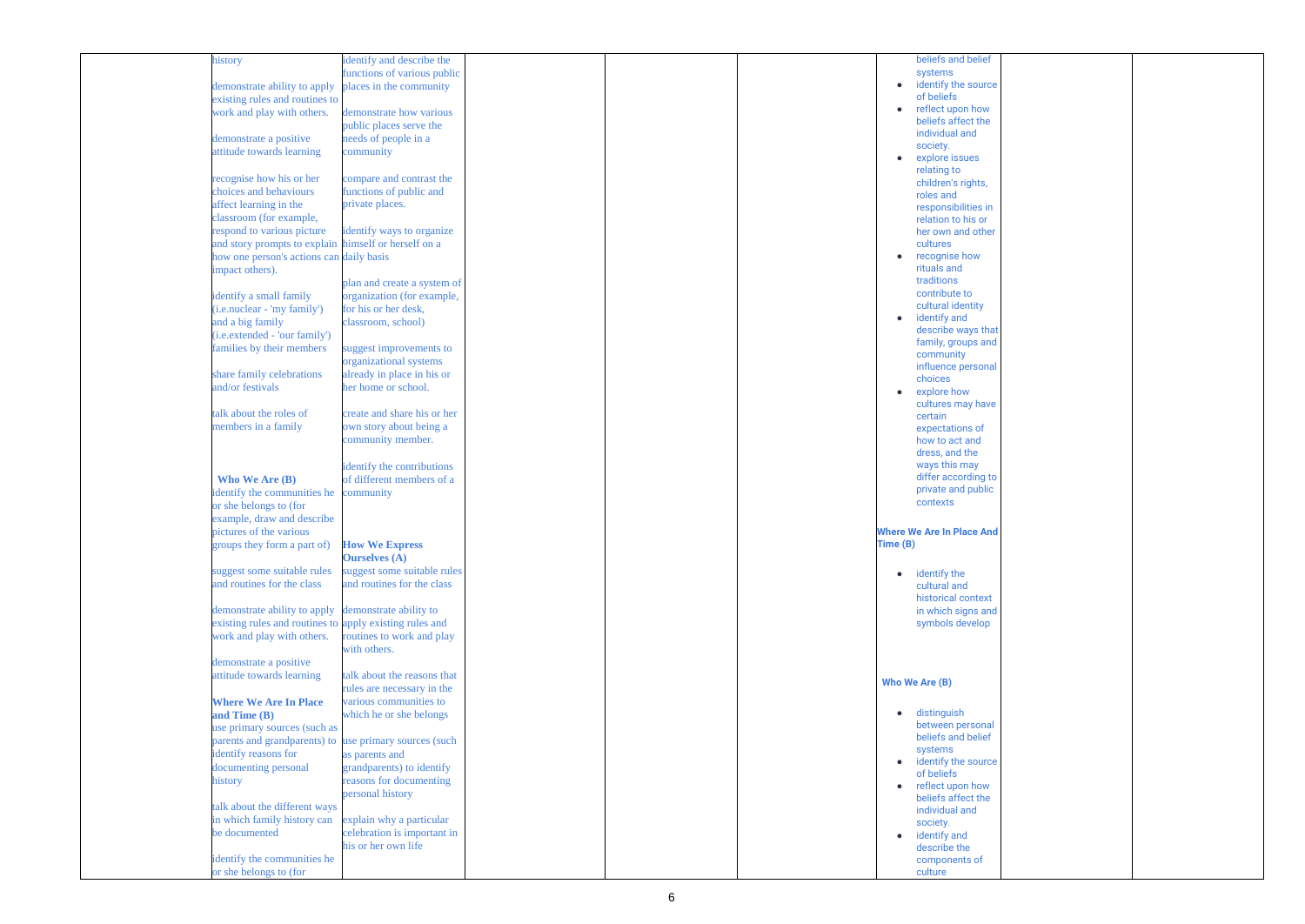| | | | | | | | | |
|---|---|---|---|---|---|---|---|---|
| | history<br><br>demonstrate ability to apply existing rules and routines to work and play with others.<br><br>demonstrate a positive attitude towards learning<br><br>recognise how his or her choices and behaviours affect learning in the classroom (for example, respond to various picture and story prompts to explain how one person's actions can impact others).<br><br>identify a small family (i.e.nuclear - 'my family') and a big family (i.e.extended - 'our family') families by their members<br><br>share family celebrations and/or festivals<br><br>talk about the roles of members in a family<br><br>**Who We Are (B)**<br>identify the communities he or she belongs to (for example, draw and describe pictures of the various groups they form a part of)<br><br>suggest some suitable rules and routines for the class<br><br>demonstrate ability to apply existing rules and routines to work and play with others.<br><br>demonstrate a positive attitude towards learning<br><br>**Where We Are In Place and Time (B)**<br>use primary sources (such as parents and grandparents) to identify reasons for documenting personal history<br><br>talk about the different ways in which family history can be documented<br><br>identify the communities he or she belongs to (for | identify and describe the functions of various public places in the community<br><br>demonstrate how various public places serve the needs of people in a community<br><br>compare and contrast the functions of public and private places.<br><br>identify ways to organize himself or herself on a daily basis<br><br>plan and create a system of organization (for example, for his or her desk, classroom, school)<br><br>suggest improvements to organizational systems already in place in his or her home or school.<br><br>create and share his or her own story about being a community member.<br><br>identify the contributions of different members of a community<br><br>**How We Express Ourselves (A)**<br>suggest some suitable rules and routines for the class<br><br>demonstrate ability to apply existing rules and routines to work and play with others.<br><br>talk about the reasons that rules are necessary in the various communities to which he or she belongs<br><br>use primary sources (such as parents and grandparents) to identify reasons for documenting personal history<br><br>explain why a particular celebration is important in his or her own life | | | | • beliefs and belief systems<br>• identify the source of beliefs<br>• reflect upon how beliefs affect the individual and society.<br>• explore issues relating to children's rights, roles and responsibilities in relation to his or her own and other cultures<br>• recognise how rituals and traditions contribute to cultural identity<br>• identify and describe ways that family, groups and community influence personal choices<br>• explore how cultures may have certain expectations of how to act and dress, and the ways this may differ according to private and public contexts<br><br>**Where We Are In Place And Time (B)**<br><br>• identify the cultural and historical context in which signs and symbols develop<br><br>**Who We Are (B)**<br><br>• distinguish between personal beliefs and belief systems<br>• identify the source of beliefs<br>• reflect upon how beliefs affect the individual and society.<br>• identify and describe the components of culture | | |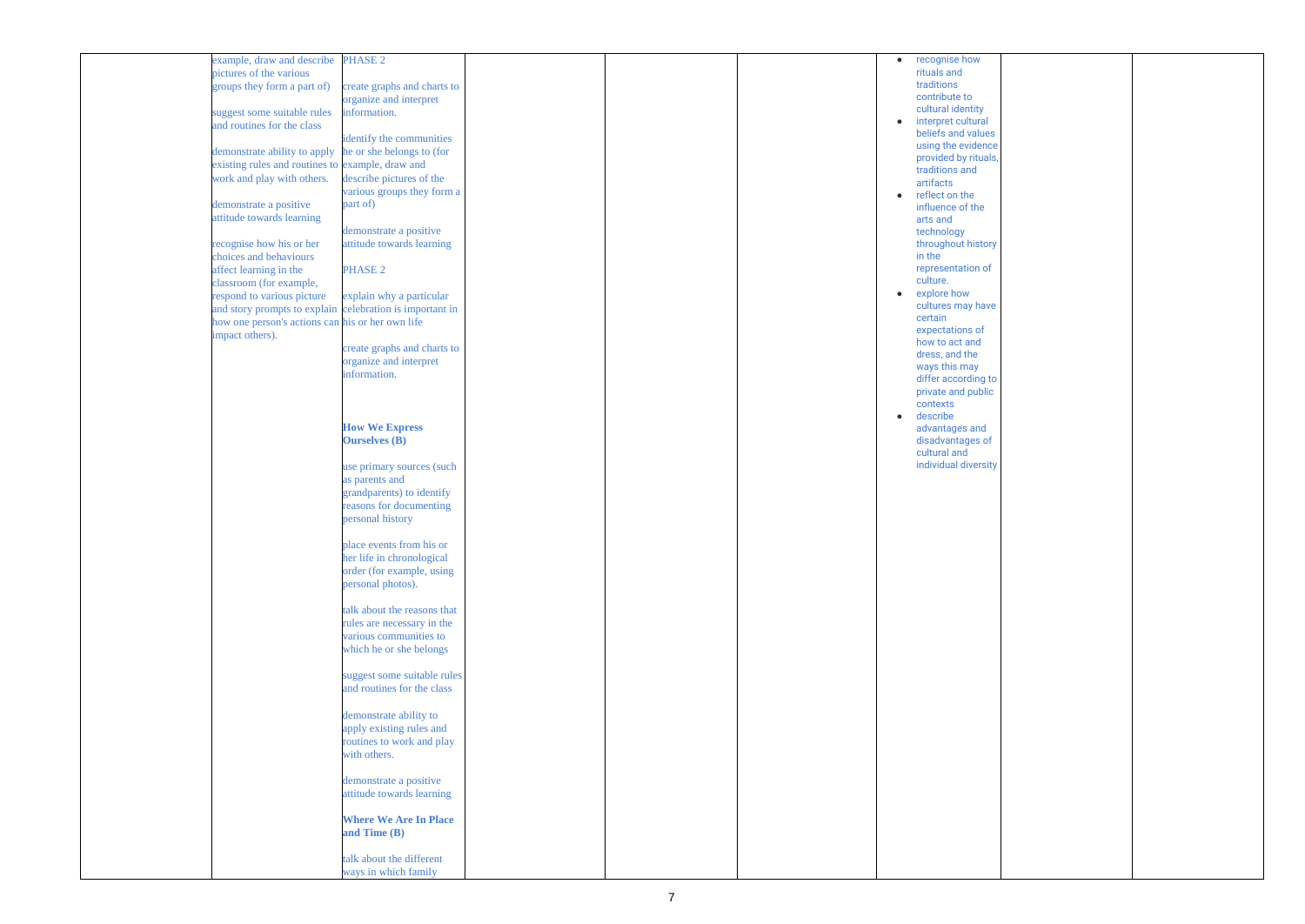|  |  |  |  |  |  |  |  |  |
|---|---|---|---|---|---|---|---|---|
|  | example, draw and describe pictures of the various groups they form a part of)<br><br>suggest some suitable rules and routines for the class<br><br>demonstrate ability to apply existing rules and routines to work and play with others.<br><br>demonstrate a positive attitude towards learning<br><br>recognise how his or her choices and behaviours affect learning in the classroom (for example, respond to various picture and story prompts to explain how one person's actions can impact others). | PHASE 2<br><br>create graphs and charts to organize and interpret information.<br><br>identify the communities he or she belongs to (for example, draw and describe pictures of the various groups they form a part of)<br><br>demonstrate a positive attitude towards learning<br><br>PHASE 2<br><br>explain why a particular celebration is important in his or her own life<br><br>create graphs and charts to organize and interpret information.<br><br>**How We Express Ourselves (B)**<br><br>use primary sources (such as parents and grandparents) to identify reasons for documenting personal history<br><br>place events from his or her life in chronological order (for example, using personal photos).<br><br>talk about the reasons that rules are necessary in the various communities to which he or she belongs<br><br>suggest some suitable rules and routines for the class<br><br>demonstrate ability to apply existing rules and routines to work and play with others.<br><br>demonstrate a positive attitude towards learning<br><br>**Where We Are In Place and Time (B)**<br><br>talk about the different ways in which family |  |  |  | • recognise how rituals and traditions contribute to cultural identity<br>• interpret cultural beliefs and values using the evidence provided by rituals, traditions and artifacts<br>• reflect on the influence of the arts and technology throughout history in the representation of culture.<br>• explore how cultures may have certain expectations of how to act and dress, and the ways this may differ according to private and public contexts<br>• describe advantages and disadvantages of cultural and individual diversity |  |  |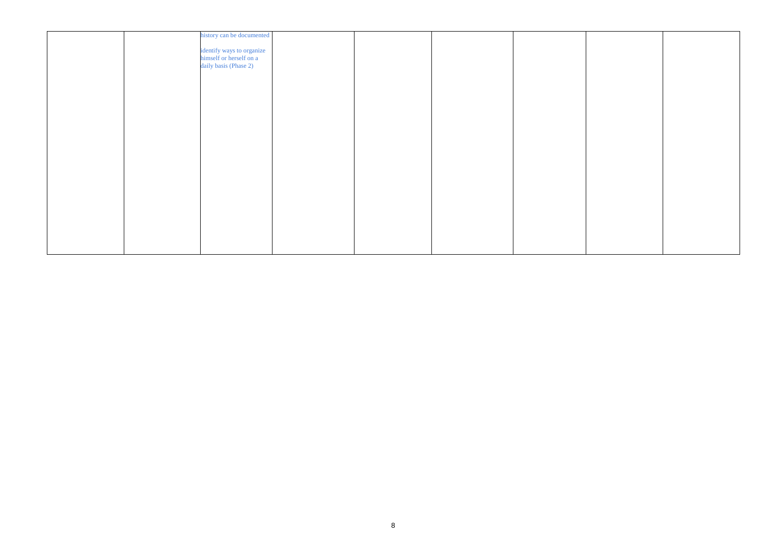|  |  |  |  |  |  |  |  |  |
|---|---|---|---|---|---|---|---|---|
|  |  | history can be documented<br><br>identify ways to organize himself or herself on a daily basis (Phase 2) |  |  |  |  |  |  |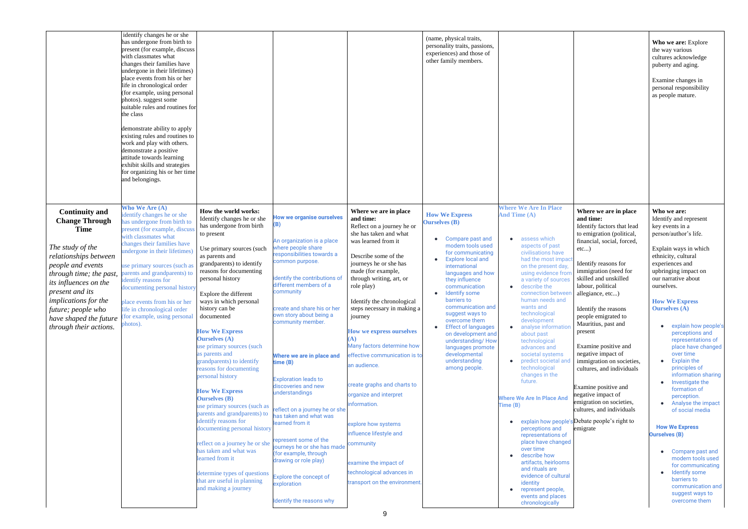| | | | | | | | | |
|---|---|---|---|---|---|---|---|---|
| | identify changes he or she has undergone from birth to present (for example, discuss with classmates what changes their families have undergone in their lifetimes) place events from his or her life in chronological order (for example, using personal photos). suggest some suitable rules and routines for the class<br><br>demonstrate ability to apply existing rules and routines to work and play with others. demonstrate a positive attitude towards learning exhibit skills and strategies for organizing his or her time and belongings. | | | | (name, physical traits, personality traits, passions, experiences) and those of other family members. | | | **Who we are:** Explore the way various cultures acknowledge puberty and aging.<br><br>Examine changes in personal responsibility as people mature. |
| **Continuity and Change Through Time**<br><br>*The study of the relationships between people and events through time; the past, its influences on the present and its implications for the future; people who have shaped the future through their actions.* | **Who We Are (A)**<br>identify changes he or she has undergone from birth to present (for example, discuss with classmates what changes their families have undergone in their lifetimes)<br><br>use primary sources (such as parents and grandparents) to identify reasons for documenting personal history<br><br>place events from his or her life in chronological order (for example, using personal photos). | **How the world works:** Identify changes he or she has undergone from birth to present<br><br>Use primary sources (such as parents and grandparents) to identify reasons for documenting personal history<br><br>Explore the different ways in which personal history can be documented<br><br>**How We Express Ourselves (A)**<br>use primary sources (such as parents and grandparents) to identify reasons for documenting personal history<br><br>**How We Express Ourselves (B)**<br>use primary sources (such as parents and grandparents) to identify reasons for documenting personal history<br><br>reflect on a journey he or she has taken and what was learned from it<br><br>determine types of questions that are useful in planning and making a journey | **How we organise ourselves (B)**<br><br>An organization is a place where people share responsibilities towards a common purpose.<br><br>identify the contributions of different members of a community<br><br>create and share his or her own story about being a community member.<br><br>**Where we are in place and time (B)**<br><br>Exploration leads to discoveries and new understandings<br><br>reflect on a journey he or she has taken and what was learned from it<br><br>represent some of the journeys he or she has made (for example, through drawing or role play)<br><br>Explore the concept of exploration<br><br>Identify the reasons why | **Where we are in place and time:** Reflect on a journey he or she has taken and what was learned from it<br><br>Describe some of the journeys he or she has made (for example, through writing, art, or role play)<br><br>Identify the chronological steps necessary in making a journey<br><br>**How we express ourselves (A)**<br>Many factors determine how effective communication is to an audience.<br><br>create graphs and charts to organize and interpret information.<br><br>explore how systems influence lifestyle and community<br><br>examine the impact of technological advances in transport on the environment. | **How We Express Ourselves (B)**<br><br>• Compare past and modern tools used for communicating<br>• Explore local and international languages and how they influence communication<br>• Identify some barriers to communication and suggest ways to overcome them<br>• Effect of languages on development and understanding/ How languages promote developmental understanding among people. | **Where We Are In Place And Time (A)**<br><br>• assess which aspects of past civilisations have had the most impact on the present day, using evidence from a variety of sources<br>• describe the connection between human needs and wants and technological development<br>• analyse information about past technological advances and societal systems<br>• predict societal and technological changes in the future.<br><br>**Where We Are In Place And Time (B)**<br><br>• explain how people's perceptions and representations of place have changed over time<br>• describe how artifacts, heirlooms and rituals are evidence of cultural identity<br>• represent people, events and places chronologically | **Where we are in place and time:** Identify factors that lead to emigration (political, financial, social, forced, etc...)<br><br>Identify reasons for immigration (need for skilled and unskilled labour, political allegiance, etc...)<br><br>Identify the reasons people emigrated to Mauritius, past and present<br><br>Examine positive and negative impact of immigration on societies, cultures, and individuals<br><br>Examine positive and negative impact of emigration on societies, cultures, and individuals<br><br>Debate people's right to emigrate | **Who we are:** Identify and represent key events in a person/author's life.<br><br>Explain ways in which ethnicity, cultural experiences and upbringing impact on our narrative about ourselves.<br><br>**How We Express Ourselves (A)**<br><br>• explain how people's perceptions and representations of place have changed over time<br>• Explain the principles of information sharing<br>• Investigate the formation of perception.<br>• Analyse the impact of social media<br><br>**How We Express Ourselves (B)**<br><br>• Compare past and modern tools used for communicating<br>• Identify some barriers to communication and suggest ways to overcome them |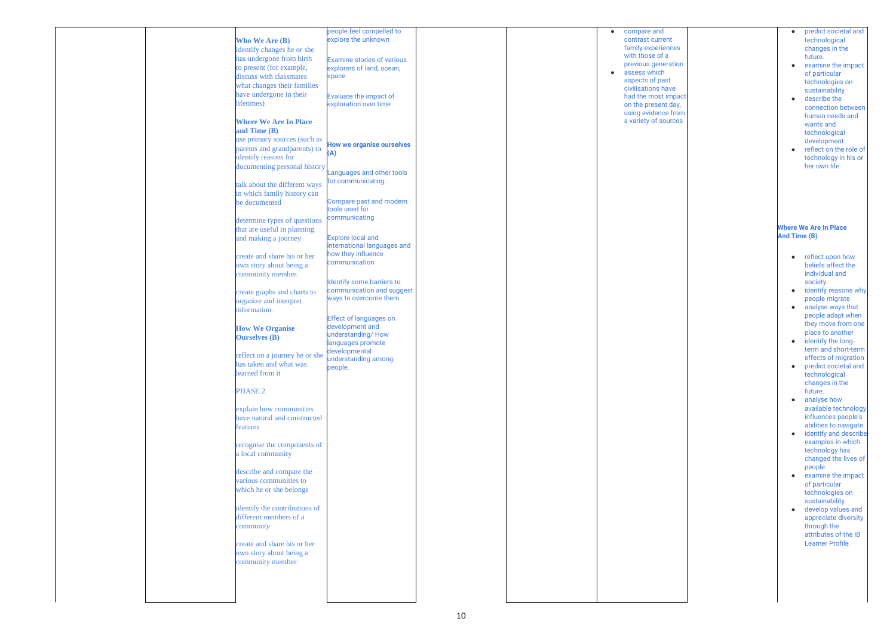|  |  |  |  |  |  |  |  |  |  |
|---|---|---|---|---|---|---|---|---|---|
|  |  | **Who We Are (B)**<br>identify changes he or she has undergone from birth to present (for example, discuss with classmates what changes their families have undergone in their lifetimes)<br><br>**Where We Are In Place and Time (B)**<br>use primary sources (such as parents and grandparents) to identify reasons for documenting personal history<br><br>talk about the different ways in which family history can be documented<br><br>determine types of questions that are useful in planning and making a journey<br><br>create and share his or her own story about being a community member.<br><br>create graphs and charts to organize and interpret information.<br><br>**How We Organise Ourselves (B)**<br><br>reflect on a journey he or she has taken and what was learned from it<br><br>PHASE 2<br><br>explain how communities have natural and constructed features<br><br>recognise the components of a local community<br><br>describe and compare the various communities to which he or she belongs<br><br>identify the contributions of different members of a community<br><br>create and share his or her own story about being a community member. | people feel compelled to explore the unknown<br><br>Examine stories of various explorers of land, ocean, space<br><br>Evaluate the impact of exploration over time<br><br>**How we organise ourselves (A)**<br><br>Languages and other tools for communicating.<br><br>Compare past and modern tools used for communicating<br><br>Explore local and international languages and how they influence communication<br><br>Identify some barriers to communication and suggest ways to overcome them<br><br>Effect of languages on development and understanding/ How languages promote developmental understanding among people. |  |  | • compare and contrast current family experiences with those of a previous generation<br>• assess which aspects of past civilisations have had the most impact on the present day, using evidence from a variety of sources |  | • predict societal and technological changes in the future.<br>• examine the impact of particular technologies on sustainability<br>• describe the connection between human needs and wants and technological development<br>• reflect on the role of technology in his or her own life.<br><br>**Where We Are In Place And Time (B)**<br><br>• reflect upon how beliefs affect the individual and society.<br>• identify reasons why people migrate<br>• analyse ways that people adapt when they move from one place to another<br>• identify the long-term and short-term effects of migration<br>• predict societal and technological changes in the future.<br>• analyse how available technology influences people's abilities to navigate<br>• identify and describe examples in which technology has changed the lives of people<br>• examine the impact of particular technologies on sustainability<br>• develop values and appreciate diversity through the attributes of the IB Learner Profile. |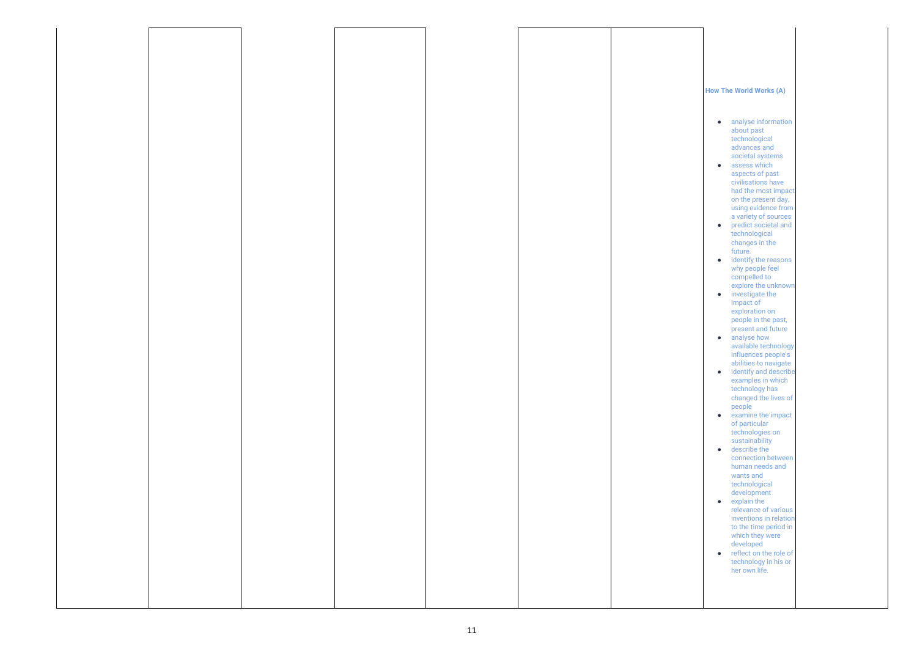| | | | | | | | | |
|---|---|---|---|---|---|---|---|---|
| | | | | | | | **How The World Works (A)**<br><br>• analyse information about past technological advances and societal systems<br>• assess which aspects of past civilisations have had the most impact on the present day, using evidence from a variety of sources<br>• predict societal and technological changes in the future.<br>• identify the reasons why people feel compelled to explore the unknown<br>• investigate the impact of exploration on people in the past, present and future<br>• analyse how available technology influences people's abilities to navigate<br>• identify and describe examples in which technology has changed the lives of people<br>• examine the impact of particular technologies on sustainability<br>• describe the connection between human needs and wants and technological development<br>• explain the relevance of various inventions in relation to the time period in which they were developed<br>• reflect on the role of technology in his or her own life. | |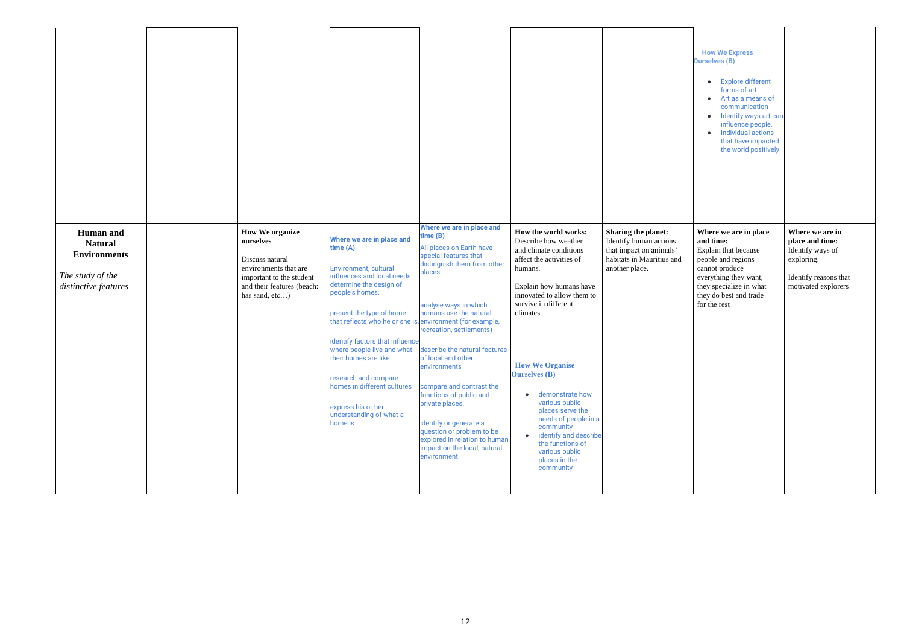| | | | | | | | | |
|---|---|---|---|---|---|---|---|---|
| | | | | | | | **How We Express Ourselves (B)**<br><br>• Explore different forms of art<br>• Art as a means of communication<br>• Identify ways art can influence people.<br>• Individual actions that have impacted the world positively | |
| **Human and Natural Environments**<br><br>*The study of the distinctive features* | | **How We organize ourselves**<br><br>Discuss natural environments that are important to the student and their features (beach: has sand, etc…) | **Where we are in place and time (A)**<br><br>Environment, cultural influences and local needs determine the design of people's homes.<br><br>present the type of home that reflects who he or she is.<br><br>identify factors that influence where people live and what their homes are like<br><br>research and compare homes in different cultures<br><br>express his or her understanding of what a home is | **Where we are in place and time (B)**<br><br>All places on Earth have special features that distinguish them from other places<br><br>analyse ways in which humans use the natural environment (for example, recreation, settlements)<br><br>describe the natural features of local and other environments<br><br>compare and contrast the functions of public and private places.<br><br>identify or generate a question or problem to be explored in relation to human impact on the local, natural environment. | **How the world works:**<br>Describe how weather and climate conditions affect the activities of humans.<br><br>Explain how humans have innovated to allow them to survive in different climates.<br><br>**How We Organise Ourselves (B)**<br><br>• demonstrate how various public places serve the needs of people in a community<br>• identify and describe the functions of various public places in the community | **Sharing the planet:**<br>Identify human actions that impact on animals' habitats in Mauritius and another place. | **Where we are in place and time:**<br>Explain that because people and regions cannot produce everything they want, they specialize in what they do best and trade for the rest | **Where we are in place and time:**<br>Identify ways of exploring.<br><br>Identify reasons that motivated explorers |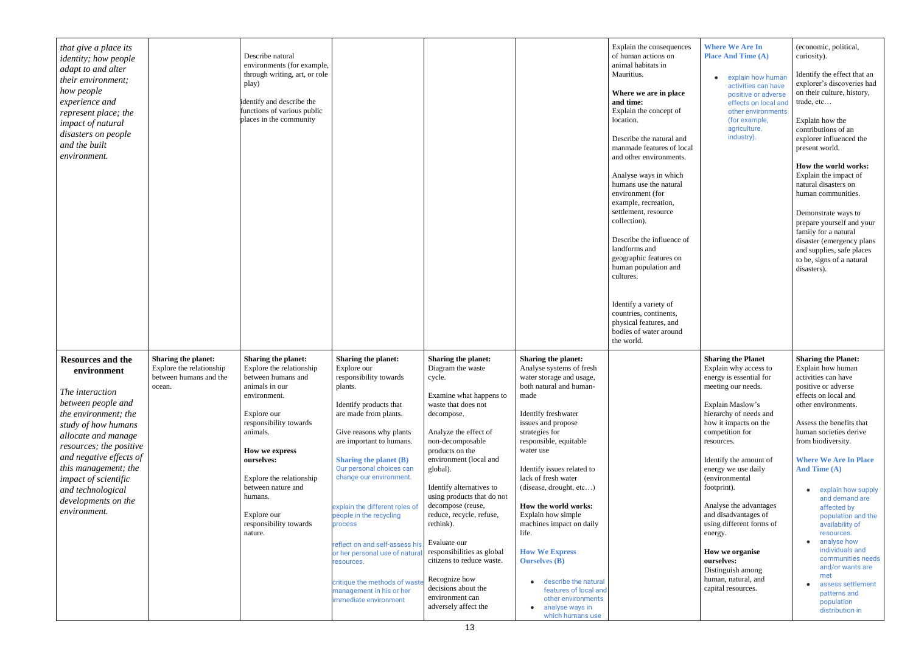| | | | | | | | | |
|---|---|---|---|---|---|---|---|---|
| *that give a place its identity; how people adapt to and alter their environment; how people experience and represent place; the impact of natural disasters on people and the built environment.* | | Describe natural environments (for example, through writing, art, or role play)<br><br>identify and describe the functions of various public places in the community | | | | Explain the consequences of human actions on animal habitats in Mauritius.<br><br>**Where we are in place and time:**<br>Explain the concept of location.<br><br>Describe the natural and manmade features of local and other environments.<br><br>Analyse ways in which humans use the natural environment (for example, recreation, settlement, resource collection).<br><br>Describe the influence of landforms and geographic features on human population and cultures.<br><br>Identify a variety of countries, continents, physical features, and bodies of water around the world. | **Where We Are In Place And Time (A)**<br><br>• explain how human activities can have positive or adverse effects on local and other environments (for example, agriculture, industry). | (economic, political, curiosity).<br><br>Identify the effect that an explorer's discoveries had on their culture, history, trade, etc…<br><br>Explain how the contributions of an explorer influenced the present world.<br><br>**How the world works:**<br>Explain the impact of natural disasters on human communities.<br><br>Demonstrate ways to prepare yourself and your family for a natural disaster (emergency plans and supplies, safe places to be, signs of a natural disasters). |
| **Resources and the environment**<br><br>*The interaction between people and the environment; the study of how humans allocate and manage resources; the positive and negative effects of this management; the impact of scientific and technological developments on the environment.* | **Sharing the planet:**<br>Explore the relationship between humans and the ocean. | **Sharing the planet:**<br>Explore the relationship between humans and animals in our environment.<br><br>Explore our responsibility towards animals.<br><br>**How we express ourselves:**<br><br>Explore the relationship between nature and humans.<br><br>Explore our responsibility towards nature. | **Sharing the planet:**<br>Explore our responsibility towards plants.<br><br>Identify products that are made from plants.<br><br>Give reasons why plants are important to humans.<br><br>**Sharing the planet (B)**<br>Our personal choices can change our environment.<br><br>explain the different roles of people in the recycling process<br><br>reflect on and self-assess his or her personal use of natural resources.<br><br>critique the methods of waste management in his or her immediate environment | **Sharing the planet:**<br>Diagram the waste cycle.<br><br>Examine what happens to waste that does not decompose.<br><br>Analyze the effect of non-decomposable products on the environment (local and global).<br><br>Identify alternatives to using products that do not decompose (reuse, reduce, recycle, refuse, rethink).<br><br>Evaluate our responsibilities as global citizens to reduce waste.<br><br>Recognize how decisions about the environment can adversely affect the | **Sharing the planet:**<br>Analyse systems of fresh water storage and usage, both natural and human-made<br><br>Identify freshwater issues and propose strategies for responsible, equitable water use<br><br>Identify issues related to lack of fresh water (disease, drought, etc…)<br><br>**How the world works:**<br>Explain how simple machines impact on daily life.<br><br>**How We Express Ourselves (B)**<br><br>• describe the natural features of local and other environments<br>• analyse ways in which humans use | | **Sharing the Planet**<br>Explain why access to energy is essential for meeting our needs.<br><br>Explain Maslow's hierarchy of needs and how it impacts on the competition for resources.<br><br>Identify the amount of energy we use daily (environmental footprint).<br><br>Analyse the advantages and disadvantages of using different forms of energy.<br><br>**How we organise ourselves:**<br>Distinguish among human, natural, and capital resources. | **Sharing the Planet:**<br>Explain how human activities can have positive or adverse effects on local and other environments.<br><br>Assess the benefits that human societies derive from biodiversity.<br><br>**Where We Are In Place And Time (A)**<br><br>• explain how supply and demand are affected by population and the availability of resources.<br>• analyse how individuals and communities needs and/or wants are met<br>• assess settlement patterns and population distribution in |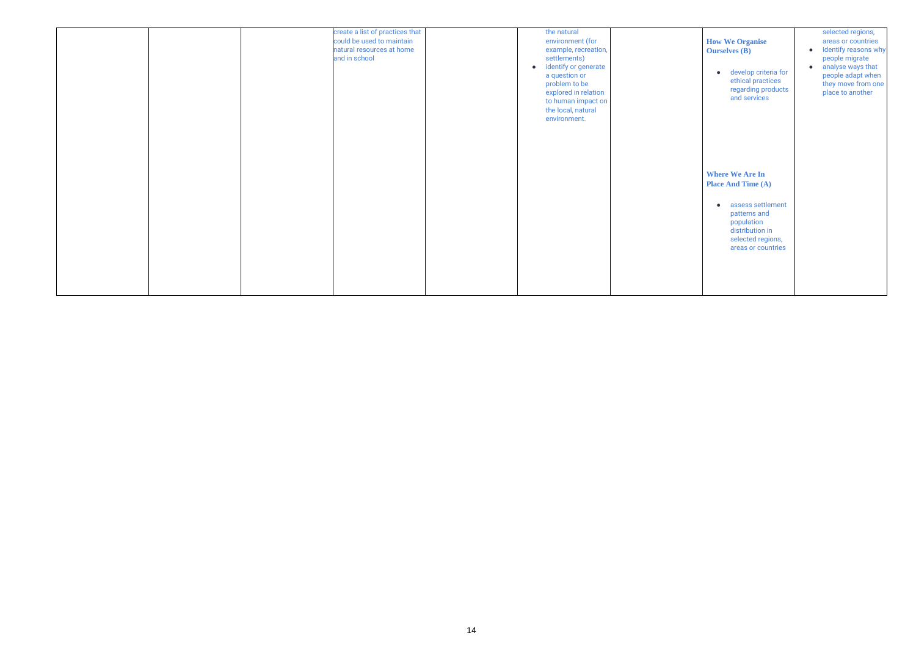|  |  |  |  |  |  |  |  |  |
|---|---|---|---|---|---|---|---|---|
|  |  |  | create a list of practices that could be used to maintain natural resources at home and in school |  | the natural environment (for example, recreation, settlements)<br>• identify or generate a question or problem to be explored in relation to human impact on the local, natural environment. |  | **How We Organise Ourselves (B)**<br>• develop criteria for ethical practices regarding products and services<br><br>**Where We Are In Place And Time (A)**<br>• assess settlement patterns and population distribution in selected regions, areas or countries | selected regions, areas or countries<br>• identify reasons why people migrate<br>• analyse ways that people adapt when they move from one place to another |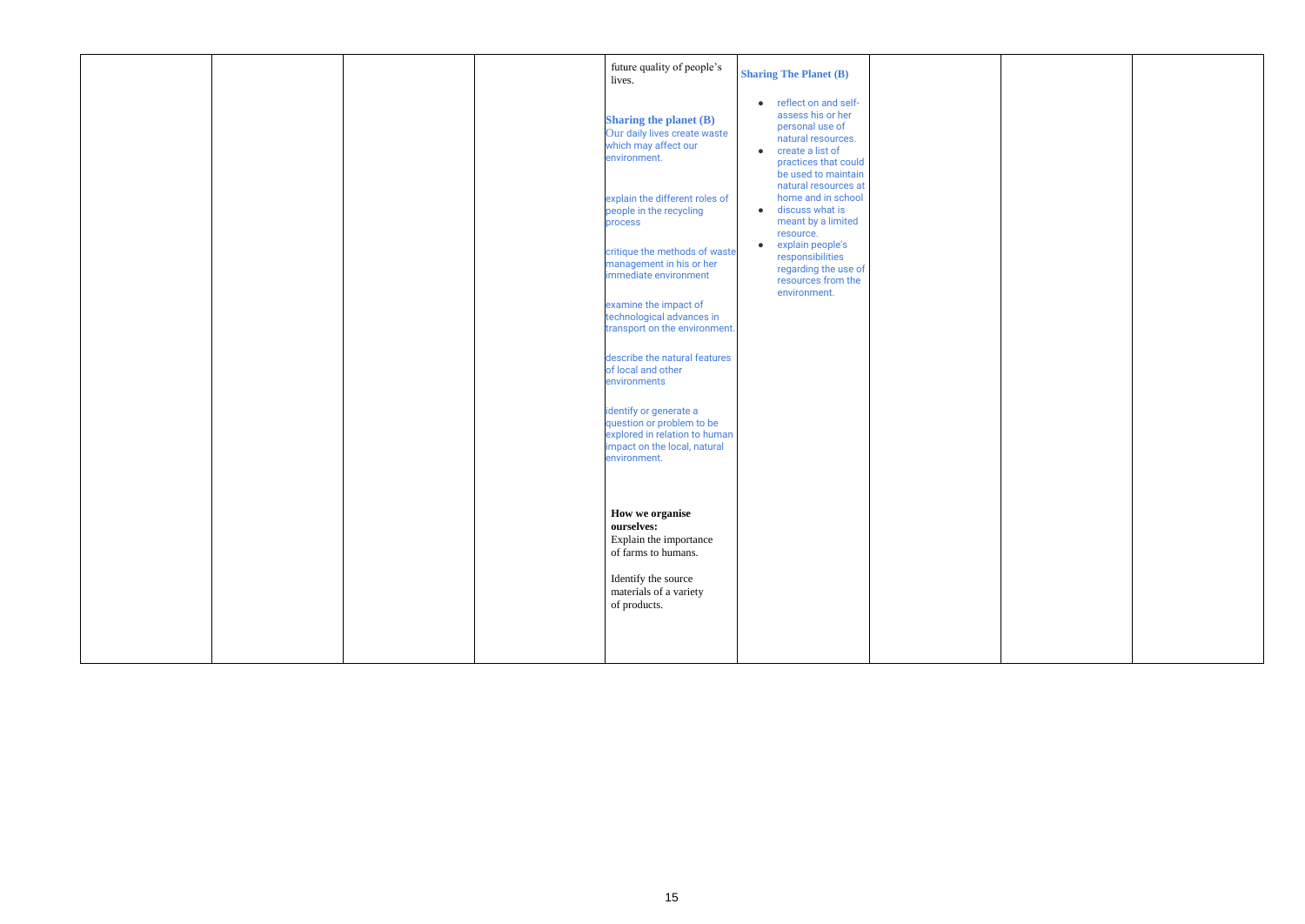| | | | | | | | | |
|---|---|---|---|---|---|---|---|---|
| | | | | future quality of people's lives.<br><br>**Sharing the planet (B)**<br>Our daily lives create waste which may affect our environment.<br><br>explain the different roles of people in the recycling process<br><br>critique the methods of waste management in his or her immediate environment<br><br>examine the impact of technological advances in transport on the environment.<br><br>describe the natural features of local and other environments<br><br>identify or generate a question or problem to be explored in relation to human impact on the local, natural environment.<br><br>**How we organise ourselves:**<br>Explain the importance of farms to humans.<br><br>Identify the source materials of a variety of products. | **Sharing The Planet (B)**<br><br>• reflect on and self-assess his or her personal use of natural resources.<br>• create a list of practices that could be used to maintain natural resources at home and in school<br>• discuss what is meant by a limited resource.<br>• explain people's responsibilities regarding the use of resources from the environment. | | | |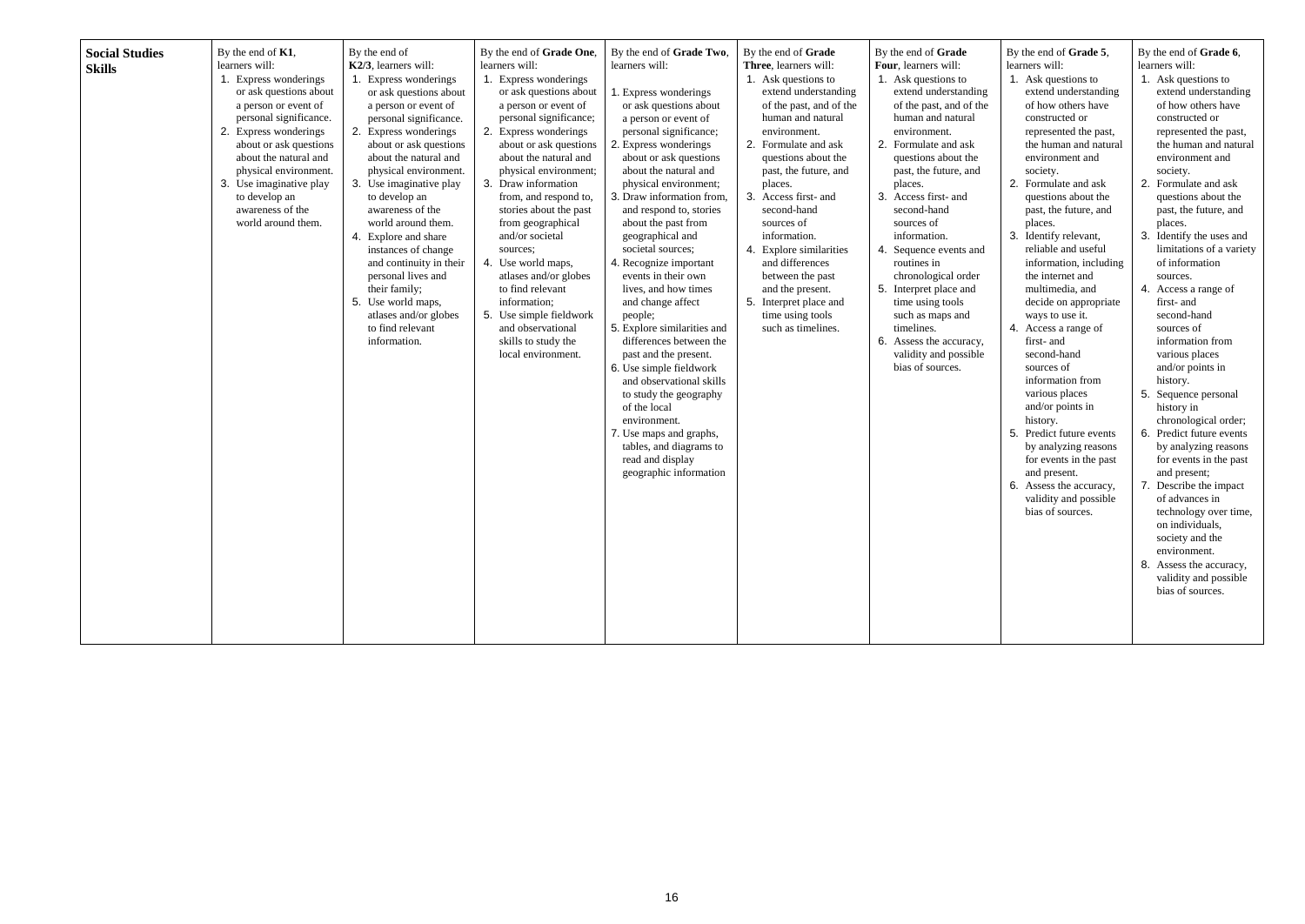| | | | | | | | | |
|---|---|---|---|---|---|---|---|---|
| **Social Studies Skills** | By the end of **K1**, learners will:<br>1. Express wonderings or ask questions about a person or event of personal significance.<br>2. Express wonderings about or ask questions about the natural and physical environment.<br>3. Use imaginative play to develop an awareness of the world around them. | By the end of **K2/3**, learners will:<br>1. Express wonderings or ask questions about a person or event of personal significance.<br>2. Express wonderings about or ask questions about the natural and physical environment.<br>3. Use imaginative play to develop an awareness of the world around them.<br>4. Explore and share instances of change and continuity in their personal lives and their family;<br>5. Use world maps, atlases and/or globes to find relevant information. | By the end of **Grade One**, learners will:<br>1. Express wonderings or ask questions about a person or event of personal significance;<br>2. Express wonderings about or ask questions about the natural and physical environment;<br>3. Draw information from, and respond to, stories about the past from geographical and/or societal sources;<br>4. Use world maps, atlases and/or globes to find relevant information;<br>5. Use simple fieldwork and observational skills to study the local environment. | By the end of **Grade Two**, learners will:<br>1. Express wonderings or ask questions about a person or event of personal significance;<br>2. Express wonderings about or ask questions about the natural and physical environment;<br>3. Draw information from, and respond to, stories about the past from geographical and societal sources;<br>4. Recognize important events in their own lives, and how times and change affect people;<br>5. Explore similarities and differences between the past and the present.<br>6. Use simple fieldwork and observational skills to study the geography of the local environment.<br>7. Use maps and graphs, tables, and diagrams to read and display geographic information | By the end of **Grade Three**, learners will:<br>1. Ask questions to extend understanding of the past, and of the human and natural environment.<br>2. Formulate and ask questions about the past, the future, and places.<br>3. Access first- and second-hand sources of information.<br>4. Explore similarities and differences between the past and the present.<br>5. Interpret place and time using tools such as timelines. | By the end of **Grade Four**, learners will:<br>1. Ask questions to extend understanding of the past, and of the human and natural environment.<br>2. Formulate and ask questions about the past, the future, and places.<br>3. Access first- and second-hand sources of information.<br>4. Sequence events and routines in chronological order<br>5. Interpret place and time using tools such as maps and timelines.<br>6. Assess the accuracy, validity and possible bias of sources. | By the end of **Grade 5**, learners will:<br>1. Ask questions to extend understanding of how others have constructed or represented the past, the human and natural environment and society.<br>2. Formulate and ask questions about the past, the future, and places.<br>3. Identify relevant, reliable and useful information, including the internet and multimedia, and decide on appropriate ways to use it.<br>4. Access a range of first- and second-hand sources of information from various places and/or points in history.<br>5. Predict future events by analyzing reasons for events in the past and present.<br>6. Assess the accuracy, validity and possible bias of sources. | By the end of **Grade 6**, learners will:<br>1. Ask questions to extend understanding of how others have constructed or represented the past, the human and natural environment and society.<br>2. Formulate and ask questions about the past, the future, and places.<br>3. Identify the uses and limitations of a variety of information sources.<br>4. Access a range of first- and second-hand sources of information from various places and/or points in history.<br>5. Sequence personal history in chronological order;<br>6. Predict future events by analyzing reasons for events in the past and present;<br>7. Describe the impact of advances in technology over time, on individuals, society and the environment.<br>8. Assess the accuracy, validity and possible bias of sources. |